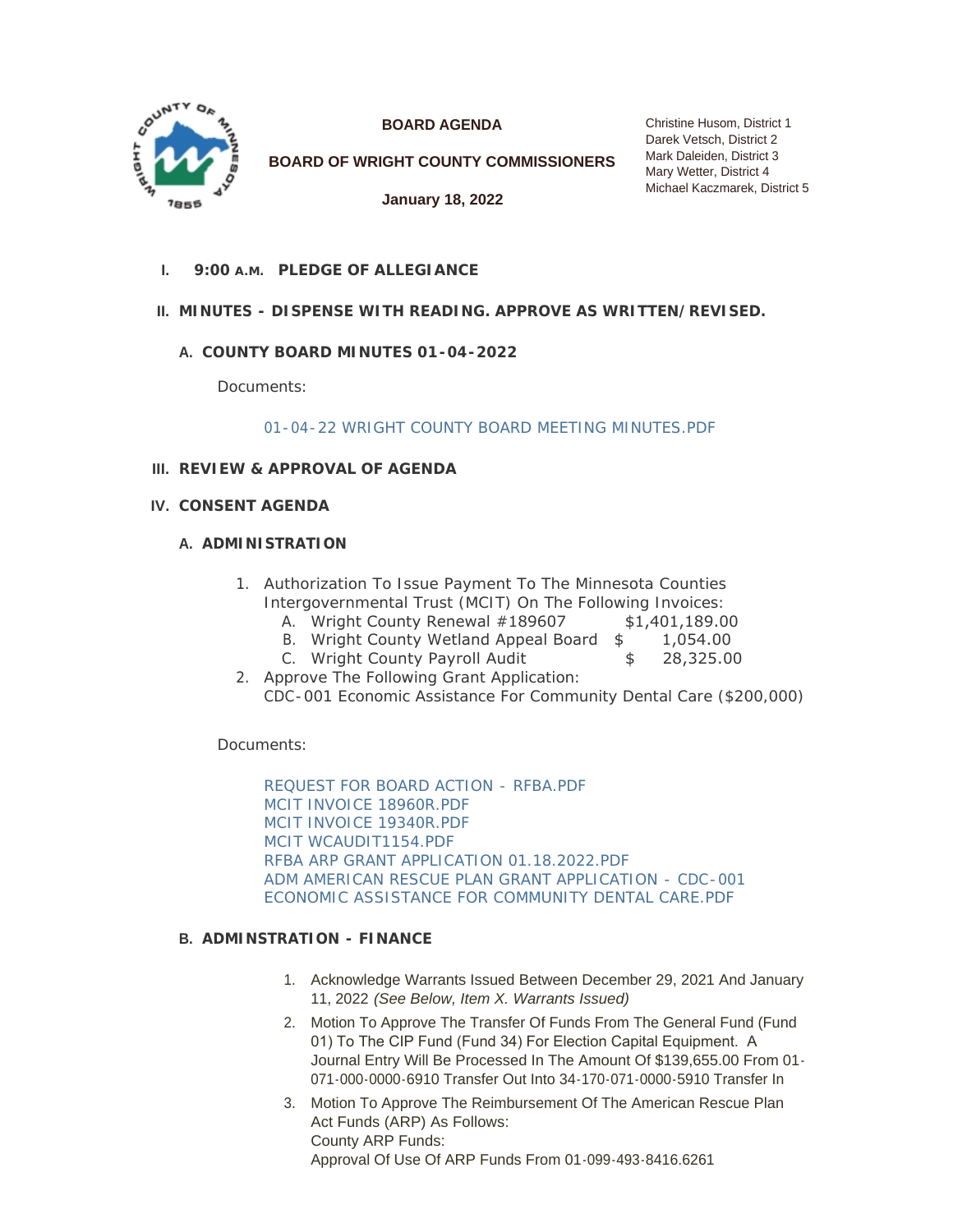**BOARD AGENDA**

**BOARD OF WRIGHT COUNTY COMMISSIONERS**

**January 18, 2022**

Christine Husom, District 1
Darek Vetsch, District 2
Mark Daleiden, District 3
Mary Wetter, District 4
Michael Kaczmarek, District 5

## I. 9:00 A.M. PLEDGE OF ALLEGIANCE

## II. MINUTES - DISPENSE WITH READING. APPROVE AS WRITTEN/REVISED.

### A. COUNTY BOARD MINUTES 01-04-2022

Documents:

01-04-22 WRIGHT COUNTY BOARD MEETING MINUTES.PDF

## III. REVIEW & APPROVAL OF AGENDA

## IV. CONSENT AGENDA

### A. ADMINISTRATION

1. Authorization To Issue Payment To The Minnesota Counties Intergovernmental Trust (MCIT) On The Following Invoices:
   A. Wright County Renewal #189607 $1,401,189.00
   B. Wright County Wetland Appeal Board $ 1,054.00
   C. Wright County Payroll Audit $ 28,325.00
2. Approve The Following Grant Application:
   CDC-001 Economic Assistance For Community Dental Care ($200,000)

Documents:

REQUEST FOR BOARD ACTION - RFBA.PDF
MCIT INVOICE 18960R.PDF
MCIT INVOICE 19340R.PDF
MCIT WCAUDIT1154.PDF
RFBA ARP GRANT APPLICATION 01.18.2022.PDF
ADM AMERICAN RESCUE PLAN GRANT APPLICATION - CDC-001 ECONOMIC ASSISTANCE FOR COMMUNITY DENTAL CARE.PDF

### B. ADMINSTRATION - FINANCE

1. Acknowledge Warrants Issued Between December 29, 2021 And January 11, 2022 *(See Below, Item X. Warrants Issued)*
2. Motion To Approve The Transfer Of Funds From The General Fund (Fund 01) To The CIP Fund (Fund 34) For Election Capital Equipment. A Journal Entry Will Be Processed In The Amount Of $139,655.00 From 01-071-000-0000-6910 Transfer Out Into 34-170-071-0000-5910 Transfer In
3. Motion To Approve The Reimbursement Of The American Rescue Plan Act Funds (ARP) As Follows:
   County ARP Funds:
   Approval Of Use Of ARP Funds From 01-099-493-8416.6261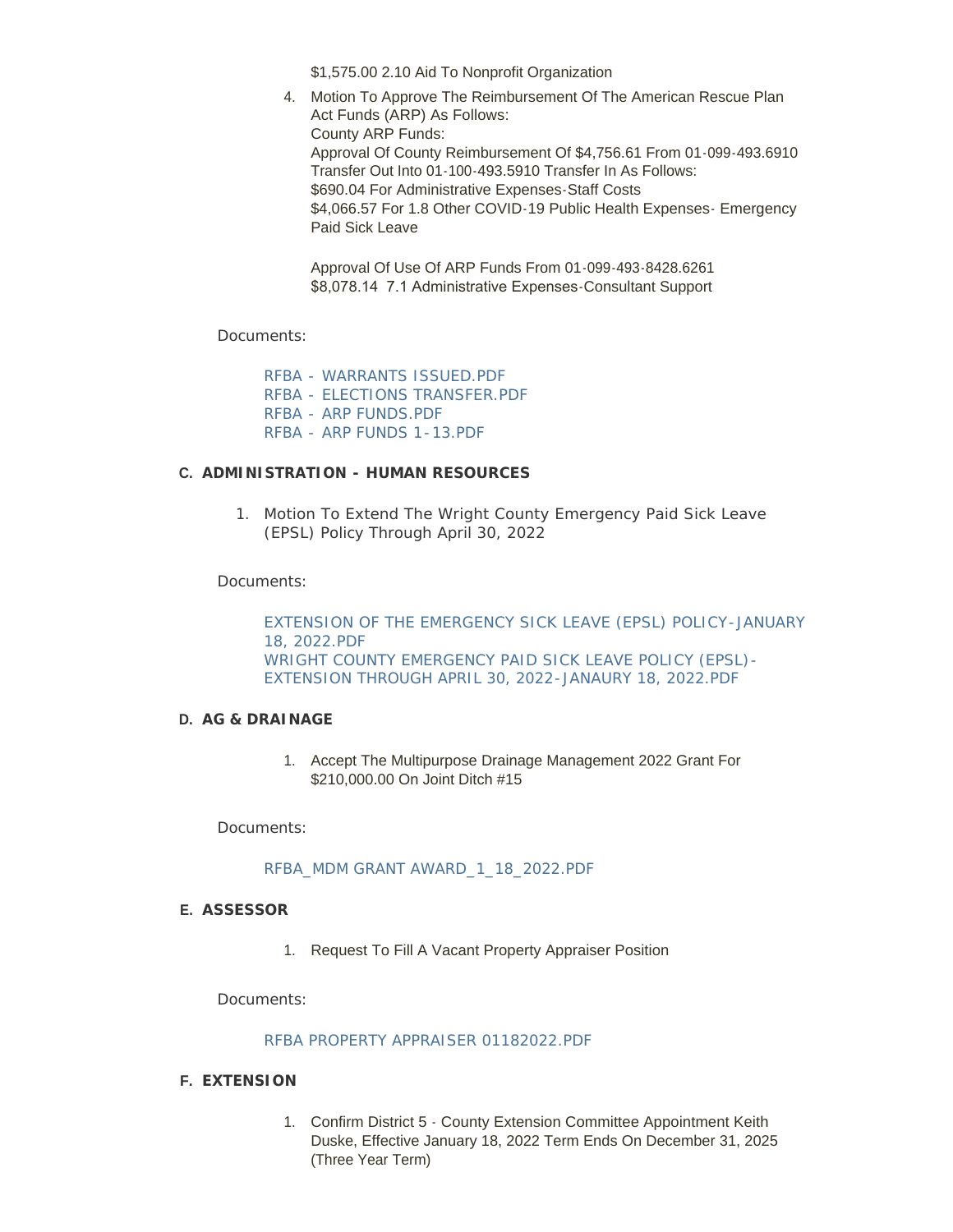$1,575.00 2.10 Aid To Nonprofit Organization

4. Motion To Approve The Reimbursement Of The American Rescue Plan Act Funds (ARP) As Follows:
   County ARP Funds:
   Approval Of County Reimbursement Of $4,756.61 From 01-099-493.6910 Transfer Out Into 01-100-493.5910 Transfer In As Follows:
   $690.04 For Administrative Expenses-Staff Costs
   $4,066.57 For 1.8 Other COVID-19 Public Health Expenses- Emergency Paid Sick Leave

   Approval Of Use Of ARP Funds From 01-099-493-8428.6261
   $8,078.14 7.1 Administrative Expenses-Consultant Support

Documents:

RFBA - WARRANTS ISSUED.PDF
RFBA - ELECTIONS TRANSFER.PDF
RFBA - ARP FUNDS.PDF
RFBA - ARP FUNDS 1-13.PDF

## C. ADMINISTRATION - HUMAN RESOURCES

1. Motion To Extend The Wright County Emergency Paid Sick Leave (EPSL) Policy Through April 30, 2022

Documents:

EXTENSION OF THE EMERGENCY SICK LEAVE (EPSL) POLICY-JANUARY 18, 2022.PDF
WRIGHT COUNTY EMERGENCY PAID SICK LEAVE POLICY (EPSL)-EXTENSION THROUGH APRIL 30, 2022-JANAURY 18, 2022.PDF

## D. AG & DRAINAGE

1. Accept The Multipurpose Drainage Management 2022 Grant For $210,000.00 On Joint Ditch #15

Documents:

RFBA_MDM GRANT AWARD_1_18_2022.PDF

## E. ASSESSOR

1. Request To Fill A Vacant Property Appraiser Position

Documents:

RFBA PROPERTY APPRAISER 01182022.PDF

## F. EXTENSION

1. Confirm District 5 - County Extension Committee Appointment Keith Duske, Effective January 18, 2022 Term Ends On December 31, 2025 (Three Year Term)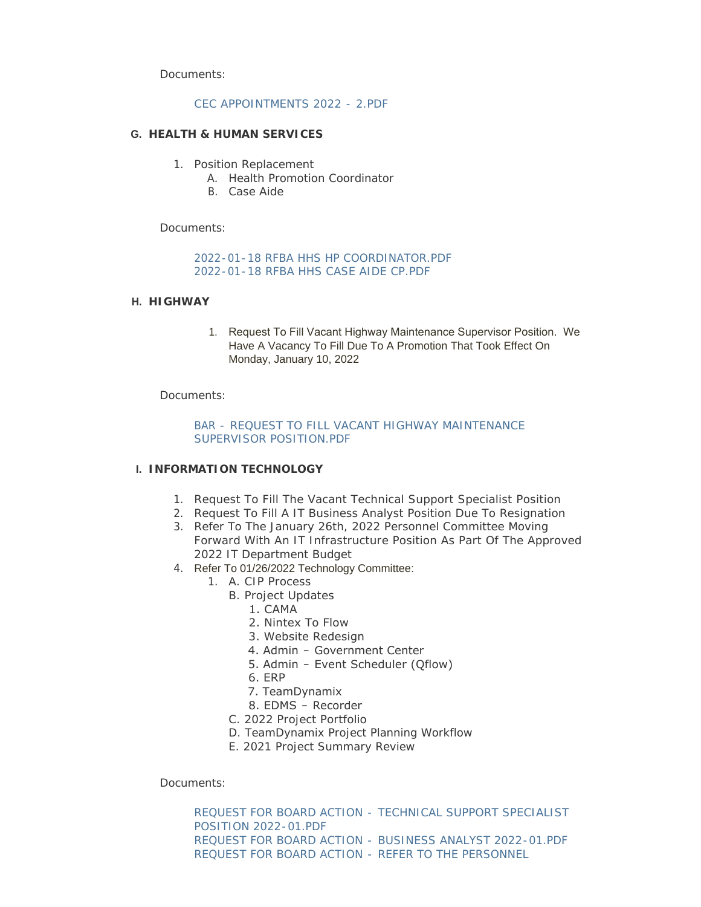Documents:

CEC APPOINTMENTS 2022 - 2.PDF

## G. HEALTH & HUMAN SERVICES

1. Position Replacement
   A. Health Promotion Coordinator
   B. Case Aide

Documents:

2022-01-18 RFBA HHS HP COORDINATOR.PDF
2022-01-18 RFBA HHS CASE AIDE CP.PDF

## H. HIGHWAY

1. Request To Fill Vacant Highway Maintenance Supervisor Position. We Have A Vacancy To Fill Due To A Promotion That Took Effect On Monday, January 10, 2022

Documents:

BAR - REQUEST TO FILL VACANT HIGHWAY MAINTENANCE SUPERVISOR POSITION.PDF

## I. INFORMATION TECHNOLOGY

1. Request To Fill The Vacant Technical Support Specialist Position
2. Request To Fill A IT Business Analyst Position Due To Resignation
3. Refer To The January 26th, 2022 Personnel Committee Moving Forward With An IT Infrastructure Position As Part Of The Approved 2022 IT Department Budget
4. Refer To 01/26/2022 Technology Committee:
   1. A. CIP Process
      B. Project Updates
         1. CAMA
         2. Nintex To Flow
         3. Website Redesign
         4. Admin – Government Center
         5. Admin – Event Scheduler (Qflow)
         6. ERP
         7. TeamDynamix
         8. EDMS – Recorder
      C. 2022 Project Portfolio
      D. TeamDynamix Project Planning Workflow
      E. 2021 Project Summary Review

Documents:

REQUEST FOR BOARD ACTION - TECHNICAL SUPPORT SPECIALIST POSITION 2022-01.PDF
REQUEST FOR BOARD ACTION - BUSINESS ANALYST 2022-01.PDF
REQUEST FOR BOARD ACTION - REFER TO THE PERSONNEL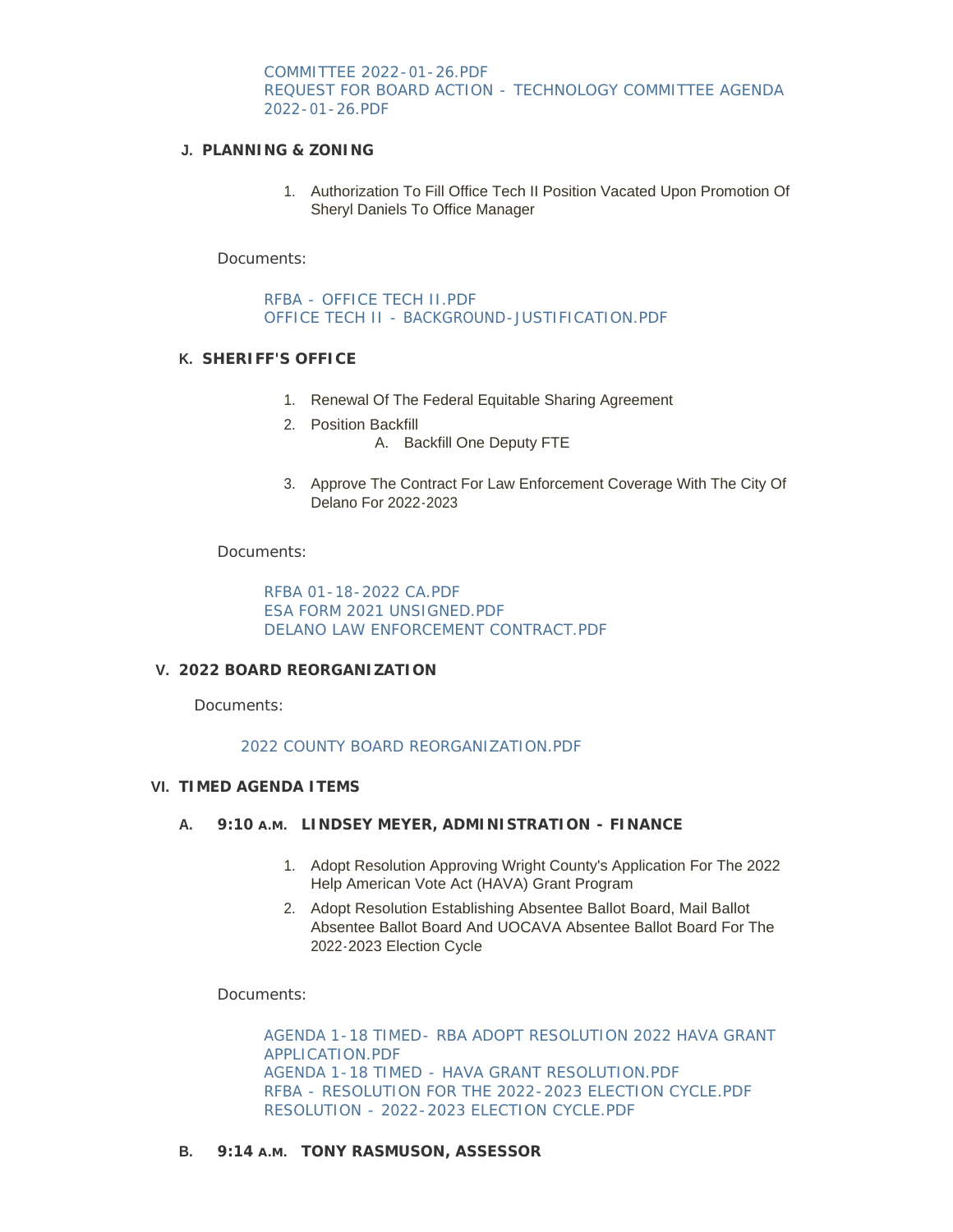COMMITTEE 2022-01-26.PDF
REQUEST FOR BOARD ACTION - TECHNOLOGY COMMITTEE AGENDA 2022-01-26.PDF

### J. PLANNING & ZONING

1. Authorization To Fill Office Tech II Position Vacated Upon Promotion Of Sheryl Daniels To Office Manager

Documents:

RFBA - OFFICE TECH II.PDF
OFFICE TECH II - BACKGROUND-JUSTIFICATION.PDF

### K. SHERIFF'S OFFICE

1. Renewal Of The Federal Equitable Sharing Agreement
2. Position Backfill
   A. Backfill One Deputy FTE
3. Approve The Contract For Law Enforcement Coverage With The City Of Delano For 2022-2023

Documents:

RFBA 01-18-2022 CA.PDF
ESA FORM 2021 UNSIGNED.PDF
DELANO LAW ENFORCEMENT CONTRACT.PDF

## V. 2022 BOARD REORGANIZATION

Documents:

2022 COUNTY BOARD REORGANIZATION.PDF

## VI. TIMED AGENDA ITEMS

### A. 9:10 A.M. LINDSEY MEYER, ADMINISTRATION - FINANCE

1. Adopt Resolution Approving Wright County's Application For The 2022 Help American Vote Act (HAVA) Grant Program
2. Adopt Resolution Establishing Absentee Ballot Board, Mail Ballot Absentee Ballot Board And UOCAVA Absentee Ballot Board For The 2022-2023 Election Cycle

Documents:

AGENDA 1-18 TIMED- RBA ADOPT RESOLUTION 2022 HAVA GRANT APPLICATION.PDF
AGENDA 1-18 TIMED - HAVA GRANT RESOLUTION.PDF
RFBA - RESOLUTION FOR THE 2022-2023 ELECTION CYCLE.PDF
RESOLUTION - 2022-2023 ELECTION CYCLE.PDF

### B. 9:14 A.M. TONY RASMUSON, ASSESSOR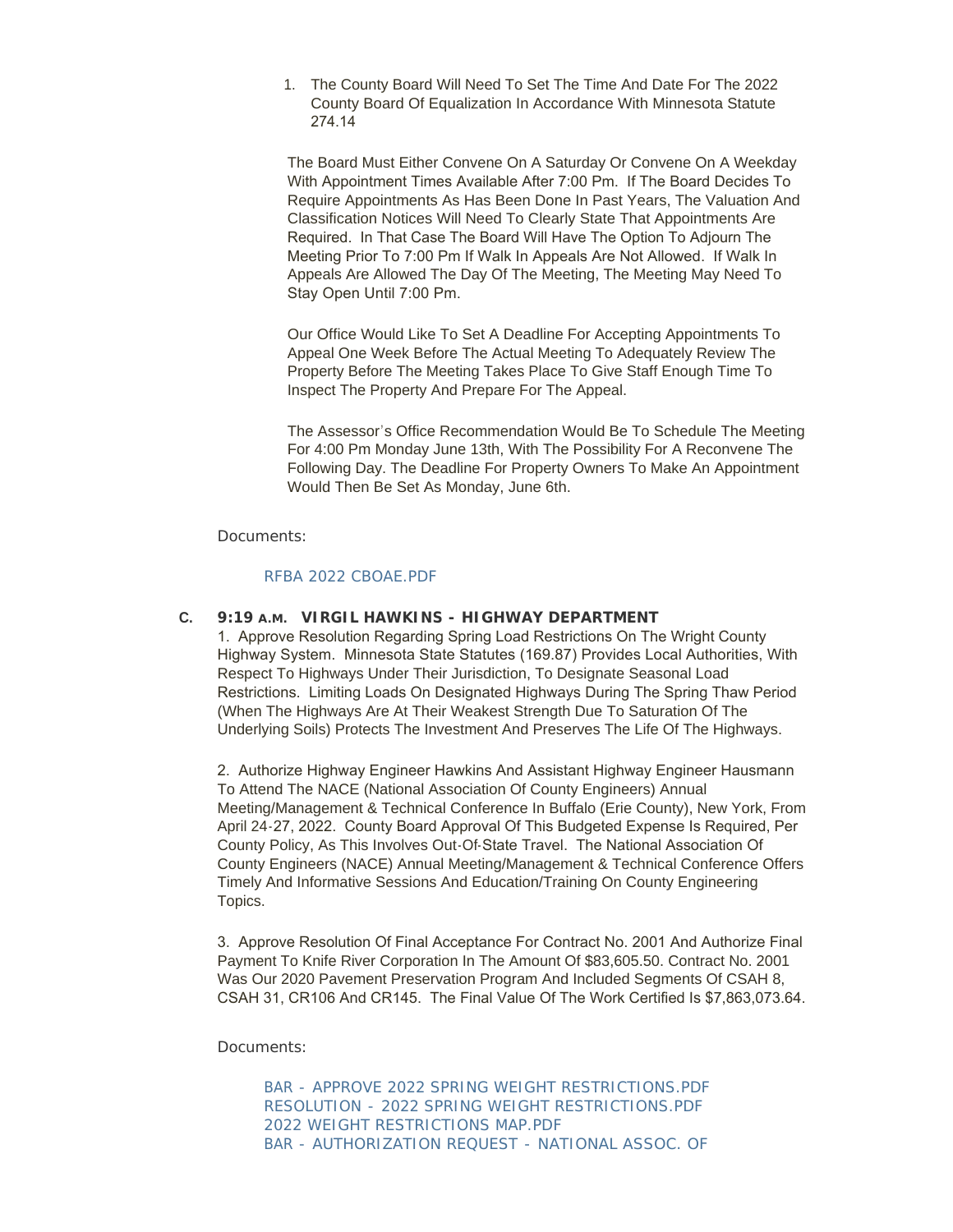1. The County Board Will Need To Set The Time And Date For The 2022 County Board Of Equalization In Accordance With Minnesota Statute 274.14

   The Board Must Either Convene On A Saturday Or Convene On A Weekday With Appointment Times Available After 7:00 Pm. If The Board Decides To Require Appointments As Has Been Done In Past Years, The Valuation And Classification Notices Will Need To Clearly State That Appointments Are Required. In That Case The Board Will Have The Option To Adjourn The Meeting Prior To 7:00 Pm If Walk In Appeals Are Not Allowed. If Walk In Appeals Are Allowed The Day Of The Meeting, The Meeting May Need To Stay Open Until 7:00 Pm.

   Our Office Would Like To Set A Deadline For Accepting Appointments To Appeal One Week Before The Actual Meeting To Adequately Review The Property Before The Meeting Takes Place To Give Staff Enough Time To Inspect The Property And Prepare For The Appeal.

   The Assessor's Office Recommendation Would Be To Schedule The Meeting For 4:00 Pm Monday June 13th, With The Possibility For A Reconvene The Following Day. The Deadline For Property Owners To Make An Appointment Would Then Be Set As Monday, June 6th.

Documents:

RFBA 2022 CBOAE.PDF

**C. 9:19 A.M. VIRGIL HAWKINS - HIGHWAY DEPARTMENT**

1. Approve Resolution Regarding Spring Load Restrictions On The Wright County Highway System. Minnesota State Statutes (169.87) Provides Local Authorities, With Respect To Highways Under Their Jurisdiction, To Designate Seasonal Load Restrictions. Limiting Loads On Designated Highways During The Spring Thaw Period (When The Highways Are At Their Weakest Strength Due To Saturation Of The Underlying Soils) Protects The Investment And Preserves The Life Of The Highways.

2. Authorize Highway Engineer Hawkins And Assistant Highway Engineer Hausmann To Attend The NACE (National Association Of County Engineers) Annual Meeting/Management & Technical Conference In Buffalo (Erie County), New York, From April 24-27, 2022. County Board Approval Of This Budgeted Expense Is Required, Per County Policy, As This Involves Out-Of-State Travel. The National Association Of County Engineers (NACE) Annual Meeting/Management & Technical Conference Offers Timely And Informative Sessions And Education/Training On County Engineering Topics.

3. Approve Resolution Of Final Acceptance For Contract No. 2001 And Authorize Final Payment To Knife River Corporation In The Amount Of $83,605.50. Contract No. 2001 Was Our 2020 Pavement Preservation Program And Included Segments Of CSAH 8, CSAH 31, CR106 And CR145. The Final Value Of The Work Certified Is $7,863,073.64.

Documents:

BAR - APPROVE 2022 SPRING WEIGHT RESTRICTIONS.PDF
RESOLUTION - 2022 SPRING WEIGHT RESTRICTIONS.PDF
2022 WEIGHT RESTRICTIONS MAP.PDF
BAR - AUTHORIZATION REQUEST - NATIONAL ASSOC. OF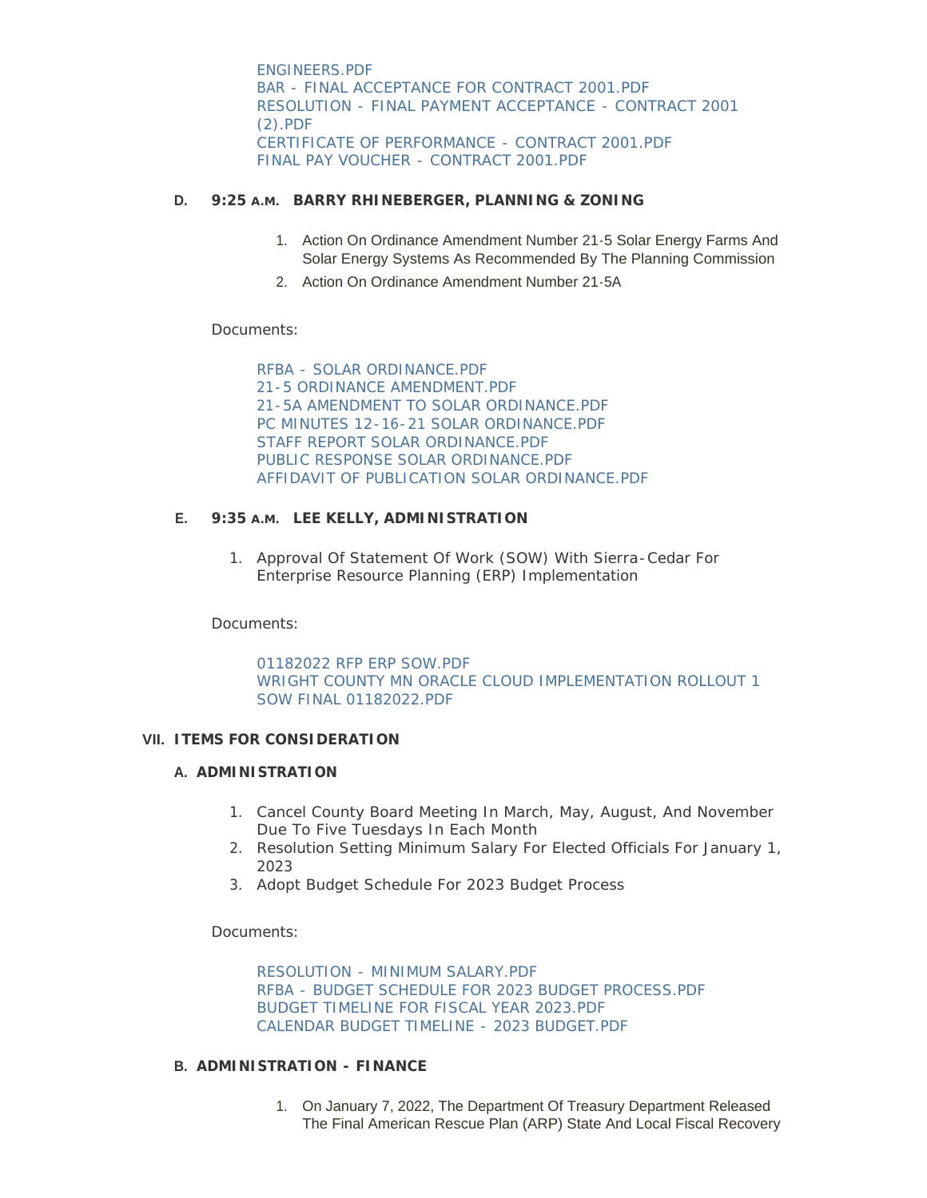ENGINEERS.PDF
BAR - FINAL ACCEPTANCE FOR CONTRACT 2001.PDF
RESOLUTION - FINAL PAYMENT ACCEPTANCE - CONTRACT 2001 (2).PDF
CERTIFICATE OF PERFORMANCE - CONTRACT 2001.PDF
FINAL PAY VOUCHER - CONTRACT 2001.PDF

**D. 9:25 A.M. BARRY RHINEBERGER, PLANNING & ZONING**

1. Action On Ordinance Amendment Number 21-5 Solar Energy Farms And Solar Energy Systems As Recommended By The Planning Commission
2. Action On Ordinance Amendment Number 21-5A

Documents:

RFBA - SOLAR ORDINANCE.PDF
21-5 ORDINANCE AMENDMENT.PDF
21-5A AMENDMENT TO SOLAR ORDINANCE.PDF
PC MINUTES 12-16-21 SOLAR ORDINANCE.PDF
STAFF REPORT SOLAR ORDINANCE.PDF
PUBLIC RESPONSE SOLAR ORDINANCE.PDF
AFFIDAVIT OF PUBLICATION SOLAR ORDINANCE.PDF

**E. 9:35 A.M. LEE KELLY, ADMINISTRATION**

1. Approval Of Statement Of Work (SOW) With Sierra-Cedar For Enterprise Resource Planning (ERP) Implementation

Documents:

01182022 RFP ERP SOW.PDF
WRIGHT COUNTY MN ORACLE CLOUD IMPLEMENTATION ROLLOUT 1 SOW FINAL 01182022.PDF

## VII. ITEMS FOR CONSIDERATION

**A. ADMINISTRATION**

1. Cancel County Board Meeting In March, May, August, And November Due To Five Tuesdays In Each Month
2. Resolution Setting Minimum Salary For Elected Officials For January 1, 2023
3. Adopt Budget Schedule For 2023 Budget Process

Documents:

RESOLUTION - MINIMUM SALARY.PDF
RFBA - BUDGET SCHEDULE FOR 2023 BUDGET PROCESS.PDF
BUDGET TIMELINE FOR FISCAL YEAR 2023.PDF
CALENDAR BUDGET TIMELINE - 2023 BUDGET.PDF

**B. ADMINISTRATION - FINANCE**

1. On January 7, 2022, The Department Of Treasury Department Released The Final American Rescue Plan (ARP) State And Local Fiscal Recovery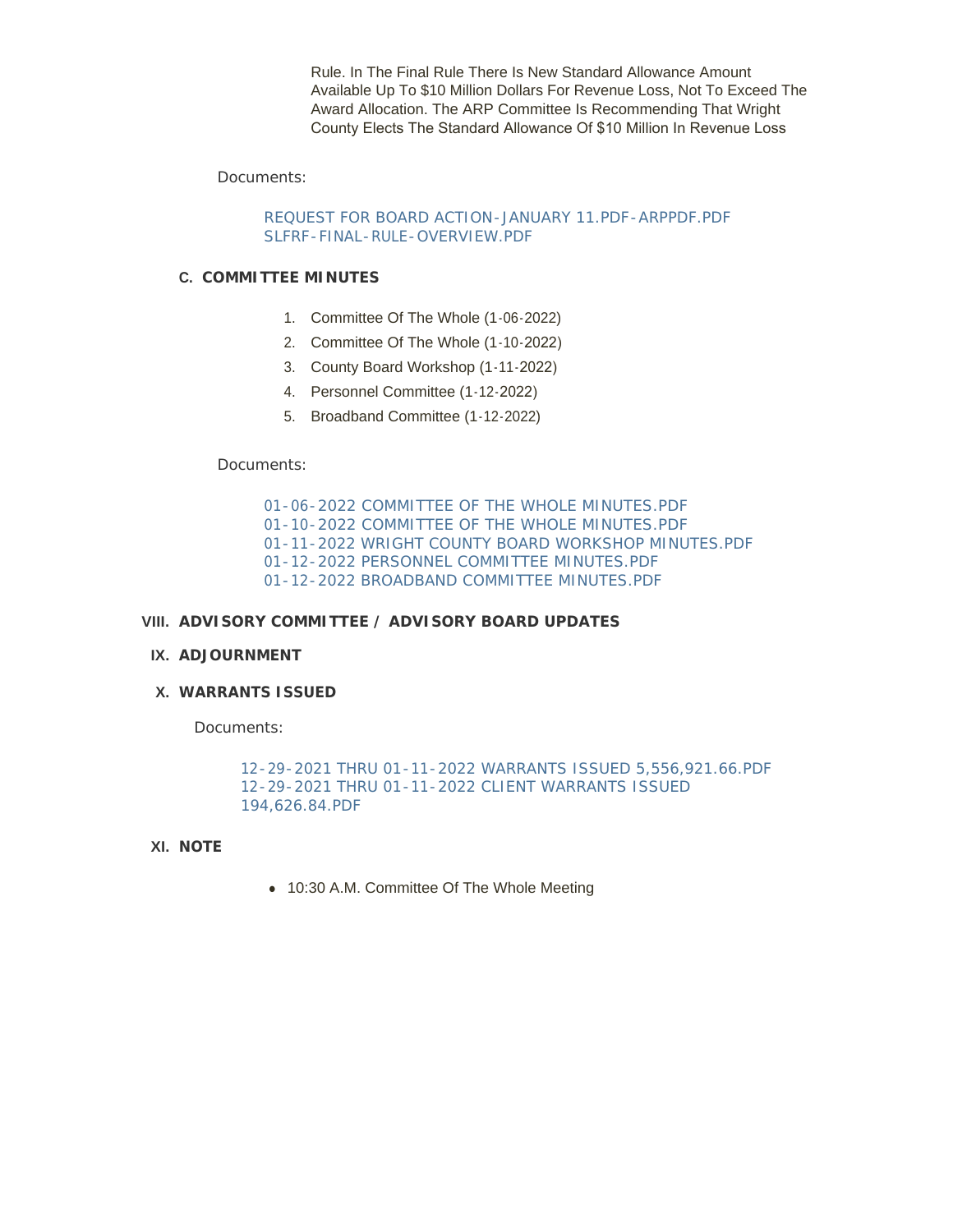Rule. In The Final Rule There Is New Standard Allowance Amount Available Up To $10 Million Dollars For Revenue Loss, Not To Exceed The Award Allocation. The ARP Committee Is Recommending That Wright County Elects The Standard Allowance Of $10 Million In Revenue Loss

Documents:

REQUEST FOR BOARD ACTION-JANUARY 11.PDF-ARPPDF.PDF
SLFRF-FINAL-RULE-OVERVIEW.PDF

### C. COMMITTEE MINUTES

1. Committee Of The Whole (1-06-2022)
2. Committee Of The Whole (1-10-2022)
3. County Board Workshop (1-11-2022)
4. Personnel Committee (1-12-2022)
5. Broadband Committee (1-12-2022)

Documents:

01-06-2022 COMMITTEE OF THE WHOLE MINUTES.PDF
01-10-2022 COMMITTEE OF THE WHOLE MINUTES.PDF
01-11-2022 WRIGHT COUNTY BOARD WORKSHOP MINUTES.PDF
01-12-2022 PERSONNEL COMMITTEE MINUTES.PDF
01-12-2022 BROADBAND COMMITTEE MINUTES.PDF

## VIII. ADVISORY COMMITTEE / ADVISORY BOARD UPDATES

## IX. ADJOURNMENT

## X. WARRANTS ISSUED

Documents:

12-29-2021 THRU 01-11-2022 WARRANTS ISSUED 5,556,921.66.PDF
12-29-2021 THRU 01-11-2022 CLIENT WARRANTS ISSUED 194,626.84.PDF

## XI. NOTE

- 10:30 A.M. Committee Of The Whole Meeting